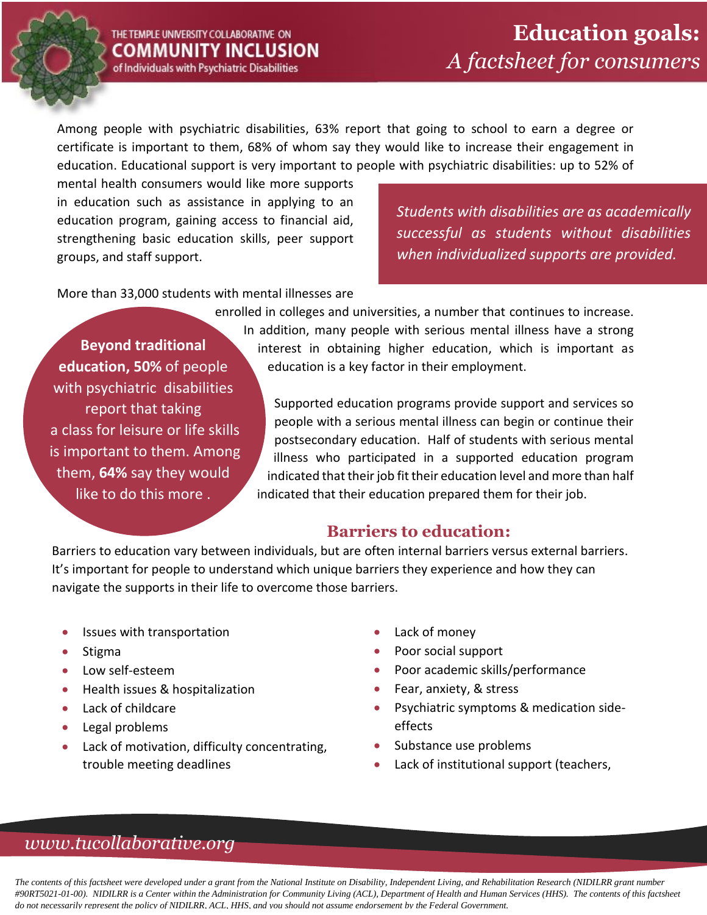THE TEMPLE UNIVERSITY COLLABORATIVE ON
**COMMUNITY INCLUSION**
of Individuals with Psychiatric Disabilities

# Education goals: *A factsheet for consumers*

Among people with psychiatric disabilities, 63% report that going to school to earn a degree or certificate is important to them, 68% of whom say they would like to increase their engagement in education. Educational support is very important to people with psychiatric disabilities: up to 52% of mental health consumers would like more supports in education such as assistance in applying to an education program, gaining access to financial aid, strengthening basic education skills, peer support groups, and staff support.

*Students with disabilities are as academically successful as students without disabilities when individualized supports are provided.*

More than 33,000 students with mental illnesses are enrolled in colleges and universities, a number that continues to increase. In addition, many people with serious mental illness have a strong interest in obtaining higher education, which is important as education is a key factor in their employment.

**Beyond traditional education, 50%** of people with psychiatric disabilities report that taking a class for leisure or life skills is important to them. Among them, **64%** say they would like to do this more .

Supported education programs provide support and services so people with a serious mental illness can begin or continue their postsecondary education. Half of students with serious mental illness who participated in a supported education program indicated that their job fit their education level and more than half indicated that their education prepared them for their job.

## Barriers to education:

Barriers to education vary between individuals, but are often internal barriers versus external barriers. It's important for people to understand which unique barriers they experience and how they can navigate the supports in their life to overcome those barriers.

- Issues with transportation
- Stigma
- Low self-esteem
- Health issues & hospitalization
- Lack of childcare
- Legal problems
- Lack of motivation, difficulty concentrating, trouble meeting deadlines
- Lack of money
- Poor social support
- Poor academic skills/performance
- Fear, anxiety, & stress
- Psychiatric symptoms & medication side-effects
- Substance use problems
- Lack of institutional support (teachers,

*www.tucollaborative.org*

*The contents of this factsheet were developed under a grant from the National Institute on Disability, Independent Living, and Rehabilitation Research (NIDILRR grant number #90RT5021-01-00). NIDILRR is a Center within the Administration for Community Living (ACL), Department of Health and Human Services (HHS). The contents of this factsheet do not necessarily represent the policy of NIDILRR, ACL, HHS, and you should not assume endorsement by the Federal Government.*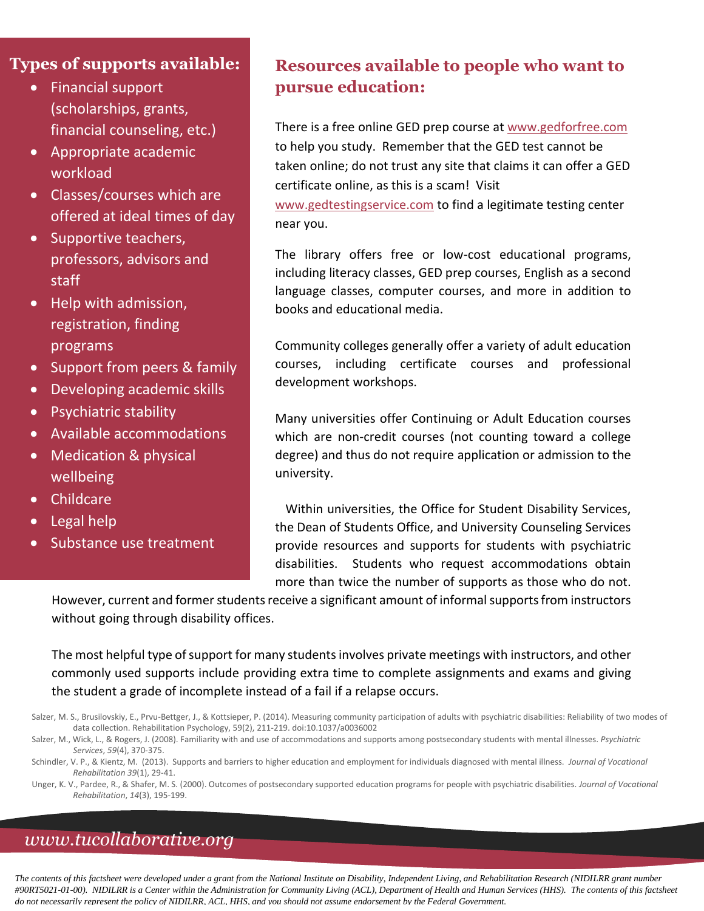## Types of supports available:

- Financial support (scholarships, grants, financial counseling, etc.)
- Appropriate academic workload
- Classes/courses which are offered at ideal times of day
- Supportive teachers, professors, advisors and staff
- Help with admission, registration, finding programs
- Support from peers & family
- Developing academic skills
- Psychiatric stability
- Available accommodations
- Medication & physical wellbeing
- Childcare
- Legal help
- Substance use treatment

## Resources available to people who want to pursue education:

There is a free online GED prep course at www.gedforfree.com to help you study. Remember that the GED test cannot be taken online; do not trust any site that claims it can offer a GED certificate online, as this is a scam! Visit www.gedtestingservice.com to find a legitimate testing center near you.

The library offers free or low-cost educational programs, including literacy classes, GED prep courses, English as a second language classes, computer courses, and more in addition to books and educational media.

Community colleges generally offer a variety of adult education courses, including certificate courses and professional development workshops.

Many universities offer Continuing or Adult Education courses which are non-credit courses (not counting toward a college degree) and thus do not require application or admission to the university.

Within universities, the Office for Student Disability Services, the Dean of Students Office, and University Counseling Services provide resources and supports for students with psychiatric disabilities. Students who request accommodations obtain more than twice the number of supports as those who do not. However, current and former students receive a significant amount of informal supports from instructors without going through disability offices.

The most helpful type of support for many students involves private meetings with instructors, and other commonly used supports include providing extra time to complete assignments and exams and giving the student a grade of incomplete instead of a fail if a relapse occurs.

Salzer, M. S., Brusilovskiy, E., Prvu-Bettger, J., & Kottsieper, P. (2014). Measuring community participation of adults with psychiatric disabilities: Reliability of two modes of data collection. Rehabilitation Psychology, 59(2), 211-219. doi:10.1037/a0036002

Salzer, M., Wick, L., & Rogers, J. (2008). Familiarity with and use of accommodations and supports among postsecondary students with mental illnesses. *Psychiatric Services*, *59*(4), 370-375.

Schindler, V. P., & Kientz, M. (2013). Supports and barriers to higher education and employment for individuals diagnosed with mental illness. *Journal of Vocational Rehabilitation 39*(1), 29-41.

Unger, K. V., Pardee, R., & Shafer, M. S. (2000). Outcomes of postsecondary supported education programs for people with psychiatric disabilities. *Journal of Vocational Rehabilitation*, *14*(3), 195-199.

*www.tucollaborative.org*

*The contents of this factsheet were developed under a grant from the National Institute on Disability, Independent Living, and Rehabilitation Research (NIDILRR grant number #90RT5021-01-00). NIDILRR is a Center within the Administration for Community Living (ACL), Department of Health and Human Services (HHS). The contents of this factsheet do not necessarily represent the policy of NIDILRR, ACL, HHS, and you should not assume endorsement by the Federal Government.*